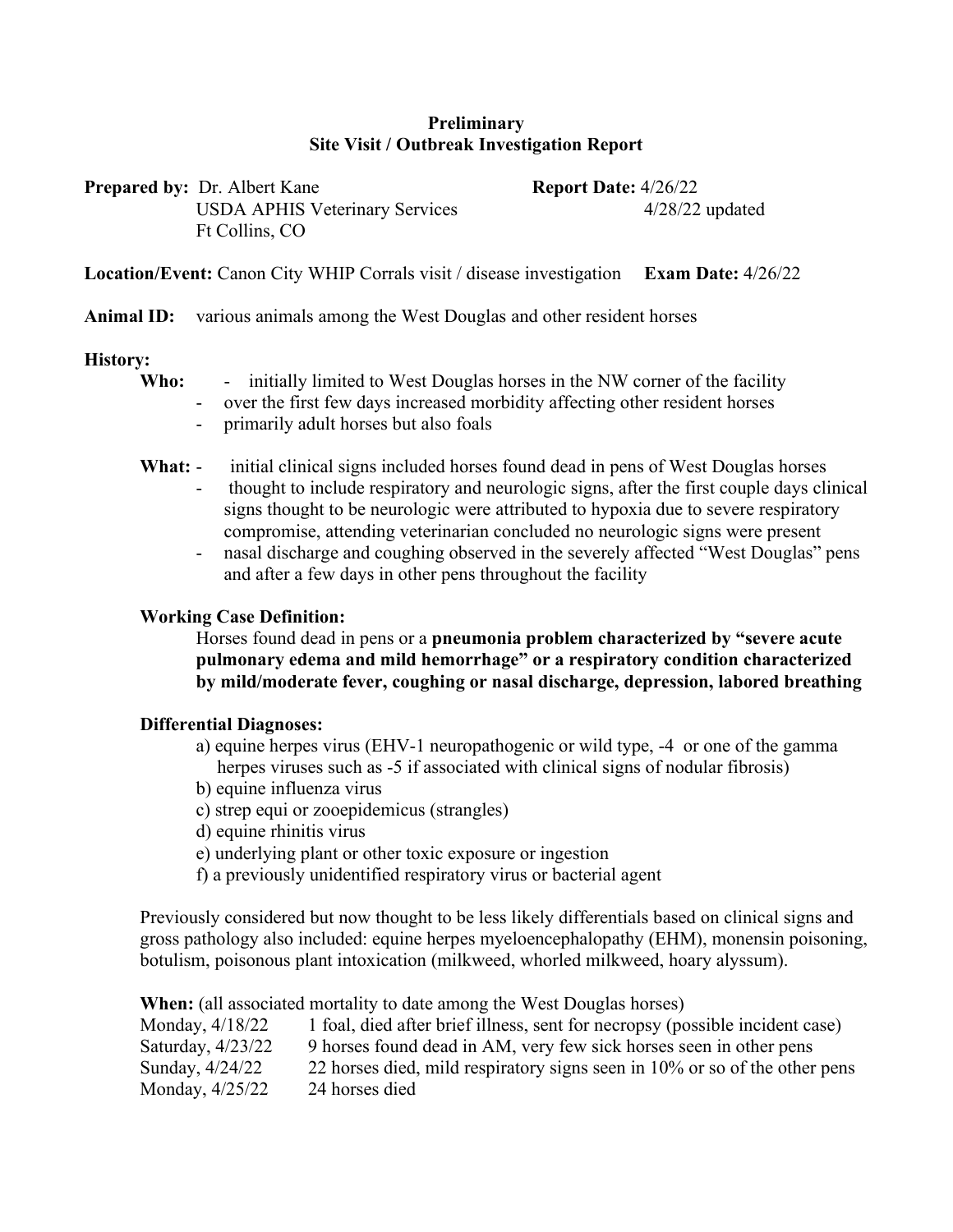**Preliminary**
**Site Visit / Outbreak Investigation Report**

**Prepared by:** Dr. Albert Kane
USDA APHIS Veterinary Services
Ft Collins, CO

**Report Date:** 4/26/22
4/28/22 updated

**Location/Event:** Canon City WHIP Corrals visit / disease investigation **Exam Date:** 4/26/22

**Animal ID:** various animals among the West Douglas and other resident horses

**History:**

**Who:**
- initially limited to West Douglas horses in the NW corner of the facility
- over the first few days increased morbidity affecting other resident horses
- primarily adult horses but also foals

**What:**
- initial clinical signs included horses found dead in pens of West Douglas horses
- thought to include respiratory and neurologic signs, after the first couple days clinical signs thought to be neurologic were attributed to hypoxia due to severe respiratory compromise, attending veterinarian concluded no neurologic signs were present
- nasal discharge and coughing observed in the severely affected "West Douglas" pens and after a few days in other pens throughout the facility

**Working Case Definition:**

Horses found dead in pens or a **pneumonia problem characterized by "severe acute pulmonary edema and mild hemorrhage" or a respiratory condition characterized by mild/moderate fever, coughing or nasal discharge, depression, labored breathing**

**Differential Diagnoses:**

a) equine herpes virus (EHV-1 neuropathogenic or wild type, -4 or one of the gamma herpes viruses such as -5 if associated with clinical signs of nodular fibrosis)
b) equine influenza virus
c) strep equi or zooepidemicus (strangles)
d) equine rhinitis virus
e) underlying plant or other toxic exposure or ingestion
f) a previously unidentified respiratory virus or bacterial agent

Previously considered but now thought to be less likely differentials based on clinical signs and gross pathology also included: equine herpes myeloencephalopathy (EHM), monensin poisoning, botulism, poisonous plant intoxication (milkweed, whorled milkweed, hoary alyssum).

**When:** (all associated mortality to date among the West Douglas horses)

| | |
|---|---|
| Monday, 4/18/22 | 1 foal, died after brief illness, sent for necropsy (possible incident case) |
| Saturday, 4/23/22 | 9 horses found dead in AM, very few sick horses seen in other pens |
| Sunday, 4/24/22 | 22 horses died, mild respiratory signs seen in 10% or so of the other pens |
| Monday, 4/25/22 | 24 horses died |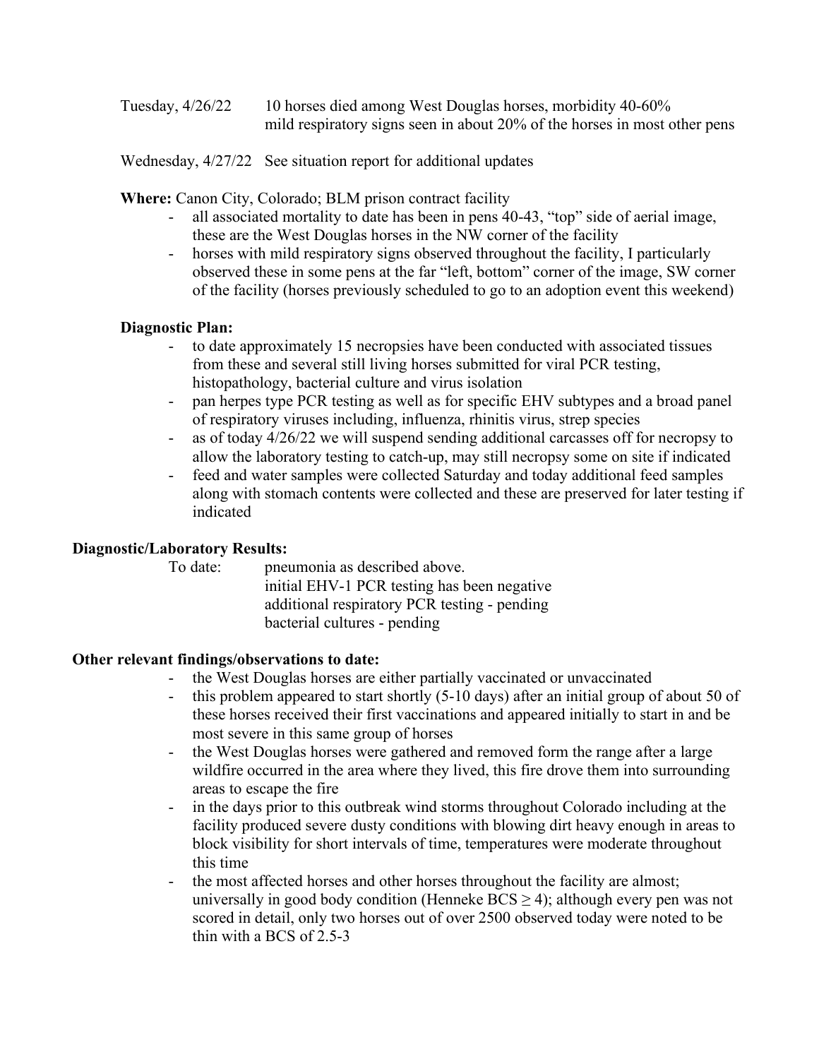Tuesday, 4/26/22 10 horses died among West Douglas horses, morbidity 40-60%
mild respiratory signs seen in about 20% of the horses in most other pens

Wednesday, 4/27/22 See situation report for additional updates

**Where:** Canon City, Colorado; BLM prison contract facility

- all associated mortality to date has been in pens 40-43, "top" side of aerial image, these are the West Douglas horses in the NW corner of the facility
- horses with mild respiratory signs observed throughout the facility, I particularly observed these in some pens at the far "left, bottom" corner of the image, SW corner of the facility (horses previously scheduled to go to an adoption event this weekend)

**Diagnostic Plan:**

- to date approximately 15 necropsies have been conducted with associated tissues from these and several still living horses submitted for viral PCR testing, histopathology, bacterial culture and virus isolation
- pan herpes type PCR testing as well as for specific EHV subtypes and a broad panel of respiratory viruses including, influenza, rhinitis virus, strep species
- as of today 4/26/22 we will suspend sending additional carcasses off for necropsy to allow the laboratory testing to catch-up, may still necropsy some on site if indicated
- feed and water samples were collected Saturday and today additional feed samples along with stomach contents were collected and these are preserved for later testing if indicated

**Diagnostic/Laboratory Results:**

To date: pneumonia as described above.
initial EHV-1 PCR testing has been negative
additional respiratory PCR testing - pending
bacterial cultures - pending

**Other relevant findings/observations to date:**

- the West Douglas horses are either partially vaccinated or unvaccinated
- this problem appeared to start shortly (5-10 days) after an initial group of about 50 of these horses received their first vaccinations and appeared initially to start in and be most severe in this same group of horses
- the West Douglas horses were gathered and removed form the range after a large wildfire occurred in the area where they lived, this fire drove them into surrounding areas to escape the fire
- in the days prior to this outbreak wind storms throughout Colorado including at the facility produced severe dusty conditions with blowing dirt heavy enough in areas to block visibility for short intervals of time, temperatures were moderate throughout this time
- the most affected horses and other horses throughout the facility are almost; universally in good body condition (Henneke BCS $\geq 4$); although every pen was not scored in detail, only two horses out of over 2500 observed today were noted to be thin with a BCS of 2.5-3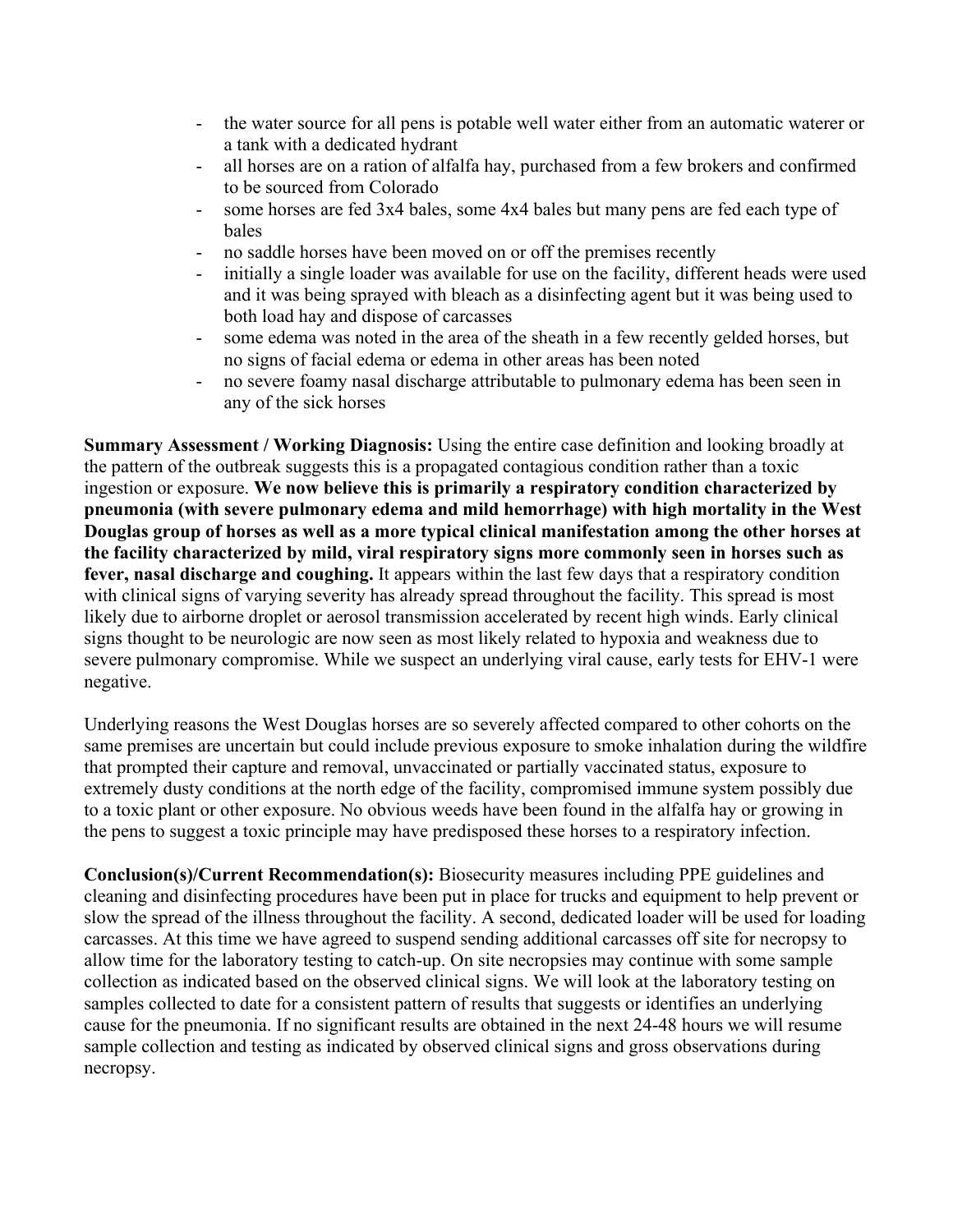- the water source for all pens is potable well water either from an automatic waterer or a tank with a dedicated hydrant
- all horses are on a ration of alfalfa hay, purchased from a few brokers and confirmed to be sourced from Colorado
- some horses are fed 3x4 bales, some 4x4 bales but many pens are fed each type of bales
- no saddle horses have been moved on or off the premises recently
- initially a single loader was available for use on the facility, different heads were used and it was being sprayed with bleach as a disinfecting agent but it was being used to both load hay and dispose of carcasses
- some edema was noted in the area of the sheath in a few recently gelded horses, but no signs of facial edema or edema in other areas has been noted
- no severe foamy nasal discharge attributable to pulmonary edema has been seen in any of the sick horses

**Summary Assessment / Working Diagnosis:** Using the entire case definition and looking broadly at the pattern of the outbreak suggests this is a propagated contagious condition rather than a toxic ingestion or exposure. **We now believe this is primarily a respiratory condition characterized by pneumonia (with severe pulmonary edema and mild hemorrhage) with high mortality in the West Douglas group of horses as well as a more typical clinical manifestation among the other horses at the facility characterized by mild, viral respiratory signs more commonly seen in horses such as fever, nasal discharge and coughing.** It appears within the last few days that a respiratory condition with clinical signs of varying severity has already spread throughout the facility. This spread is most likely due to airborne droplet or aerosol transmission accelerated by recent high winds. Early clinical signs thought to be neurologic are now seen as most likely related to hypoxia and weakness due to severe pulmonary compromise. While we suspect an underlying viral cause, early tests for EHV-1 were negative.

Underlying reasons the West Douglas horses are so severely affected compared to other cohorts on the same premises are uncertain but could include previous exposure to smoke inhalation during the wildfire that prompted their capture and removal, unvaccinated or partially vaccinated status, exposure to extremely dusty conditions at the north edge of the facility, compromised immune system possibly due to a toxic plant or other exposure. No obvious weeds have been found in the alfalfa hay or growing in the pens to suggest a toxic principle may have predisposed these horses to a respiratory infection.

**Conclusion(s)/Current Recommendation(s):** Biosecurity measures including PPE guidelines and cleaning and disinfecting procedures have been put in place for trucks and equipment to help prevent or slow the spread of the illness throughout the facility. A second, dedicated loader will be used for loading carcasses. At this time we have agreed to suspend sending additional carcasses off site for necropsy to allow time for the laboratory testing to catch-up. On site necropsies may continue with some sample collection as indicated based on the observed clinical signs. We will look at the laboratory testing on samples collected to date for a consistent pattern of results that suggests or identifies an underlying cause for the pneumonia. If no significant results are obtained in the next 24-48 hours we will resume sample collection and testing as indicated by observed clinical signs and gross observations during necropsy.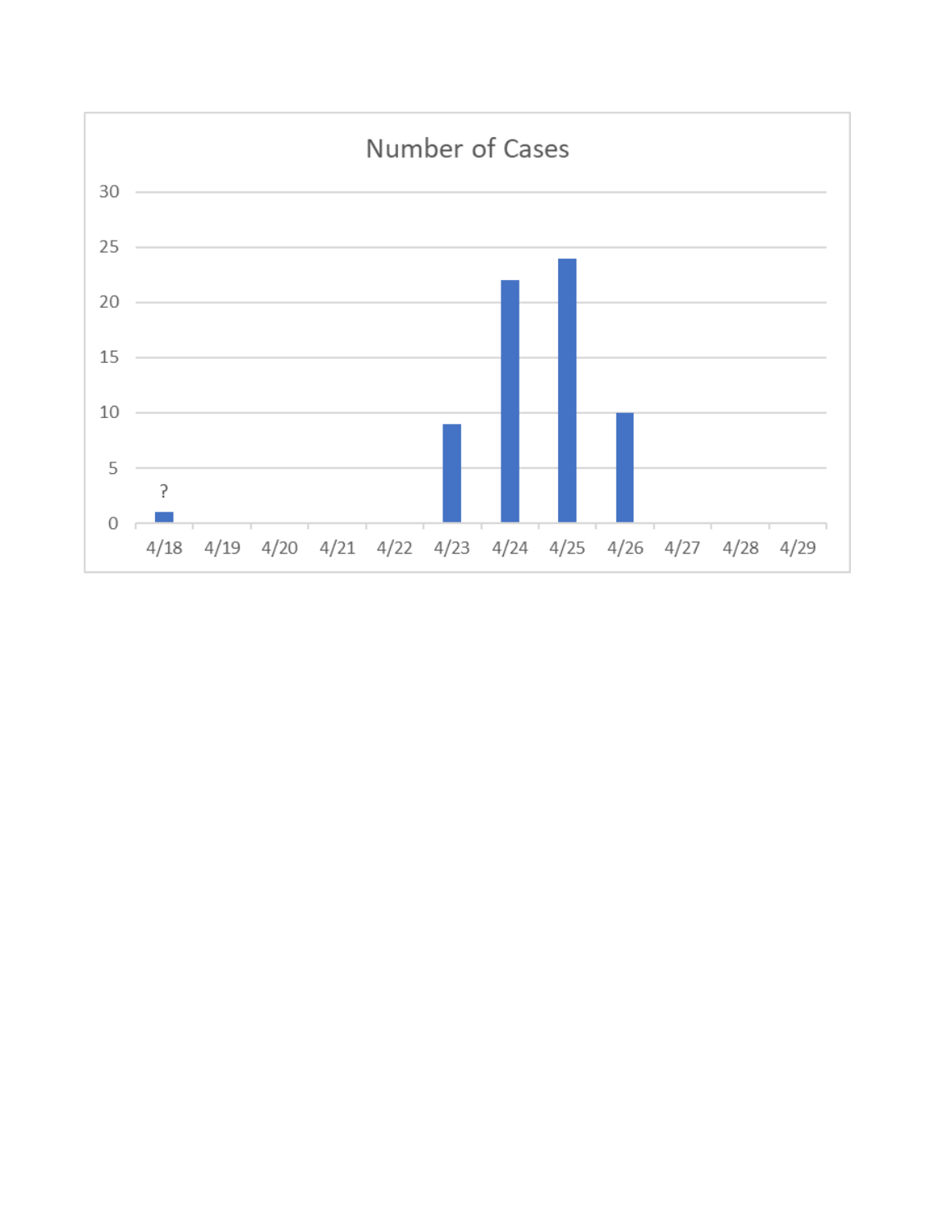## Number of Cases

| Date | Number of Cases |
| --- | --- |
| 4/18 | 1 (?) |
| 4/19 | 0 |
| 4/20 | 0 |
| 4/21 | 0 |
| 4/22 | 0 |
| 4/23 | 9 |
| 4/24 | 22 |
| 4/25 | 24 |
| 4/26 | 10 |
| 4/27 | 0 |
| 4/28 | 0 |
| 4/29 | 0 |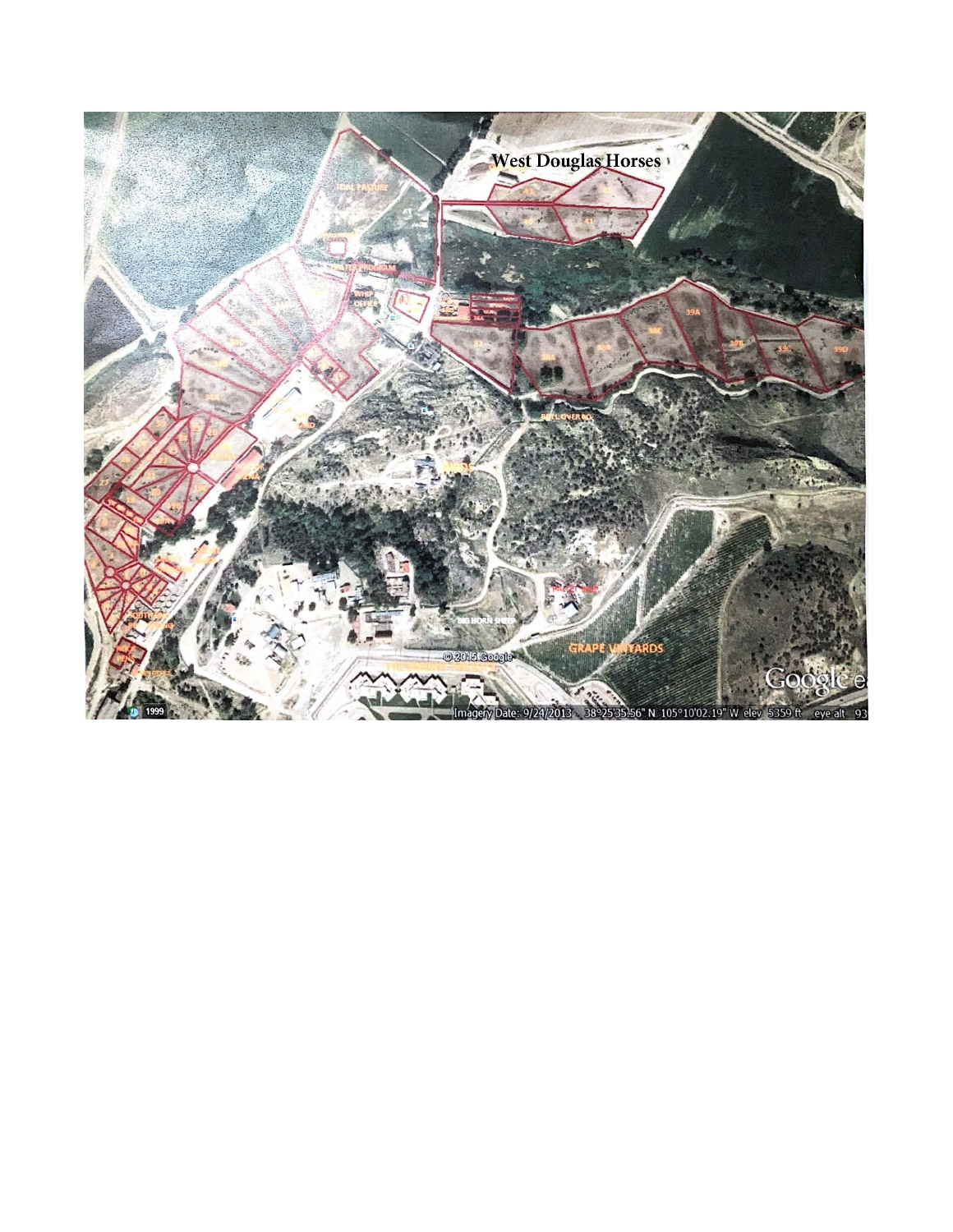West Douglas Horses

39A

38B

38C

39B

39C

39D

BULL OVER RD.

BIG HORN SHEEP

GRAPE VINYARDS

© 2015 Google

Imagery Date: 9/24/2013 38°25'35.56" N 105°10'02.19" W elev 5359 ft eye alt 93